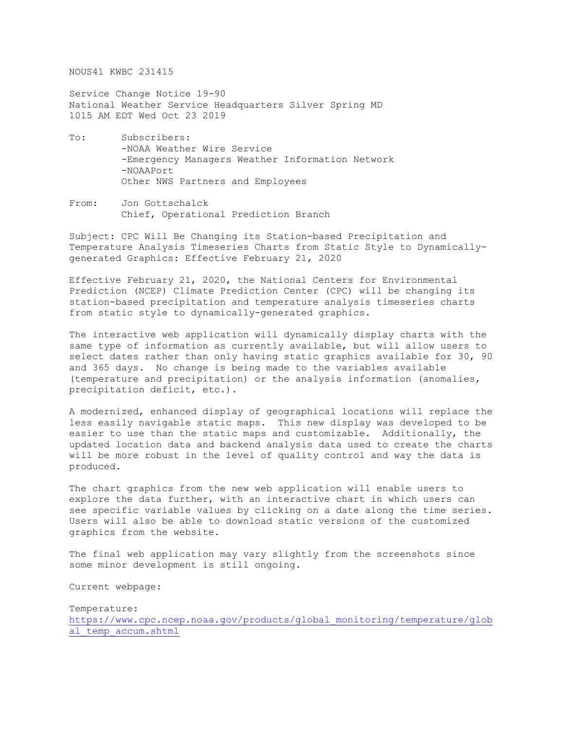NOUS41 KWBC 231415

Service Change Notice 19-90
National Weather Service Headquarters Silver Spring MD
1015 AM EDT Wed Oct 23 2019

To: Subscribers:
-NOAA Weather Wire Service
-Emergency Managers Weather Information Network
-NOAAPort
Other NWS Partners and Employees

From: Jon Gottschalck
Chief, Operational Prediction Branch

Subject: CPC Will Be Changing its Station-based Precipitation and Temperature Analysis Timeseries Charts from Static Style to Dynamically-generated Graphics: Effective February 21, 2020

Effective February 21, 2020, the National Centers for Environmental Prediction (NCEP) Climate Prediction Center (CPC) will be changing its station-based precipitation and temperature analysis timeseries charts from static style to dynamically-generated graphics.

The interactive web application will dynamically display charts with the same type of information as currently available, but will allow users to select dates rather than only having static graphics available for 30, 90 and 365 days. No change is being made to the variables available (temperature and precipitation) or the analysis information (anomalies, precipitation deficit, etc.).

A modernized, enhanced display of geographical locations will replace the less easily navigable static maps. This new display was developed to be easier to use than the static maps and customizable. Additionally, the updated location data and backend analysis data used to create the charts will be more robust in the level of quality control and way the data is produced.

The chart graphics from the new web application will enable users to explore the data further, with an interactive chart in which users can see specific variable values by clicking on a date along the time series. Users will also be able to download static versions of the customized graphics from the website.

The final web application may vary slightly from the screenshots since some minor development is still ongoing.

Current webpage:

Temperature:
https://www.cpc.ncep.noaa.gov/products/global_monitoring/temperature/global_temp_accum.shtml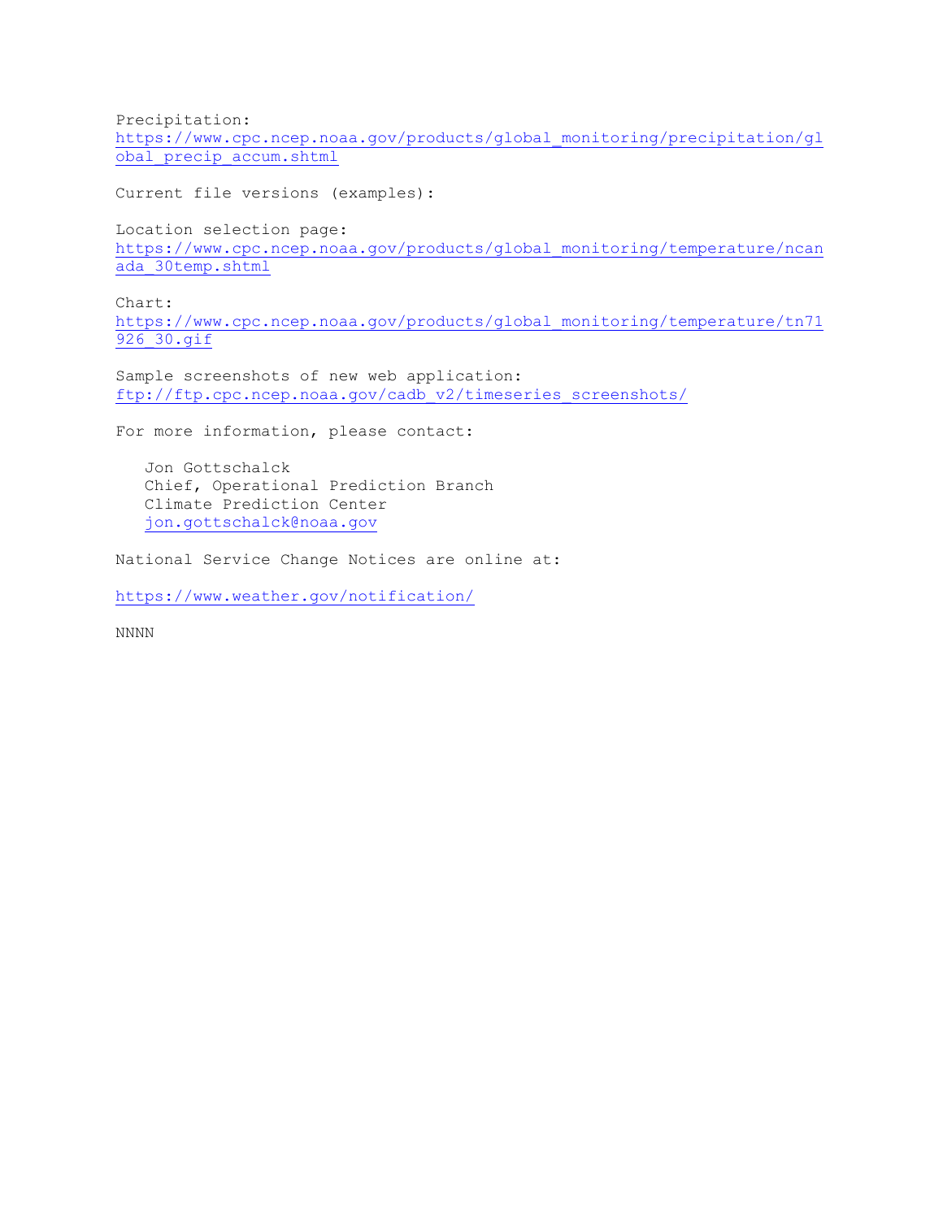Precipitation:
https://www.cpc.ncep.noaa.gov/products/global_monitoring/precipitation/global_precip_accum.shtml

Current file versions (examples):

Location selection page:
https://www.cpc.ncep.noaa.gov/products/global_monitoring/temperature/ncanada_30temp.shtml

Chart:
https://www.cpc.ncep.noaa.gov/products/global_monitoring/temperature/tn71926_30.gif

Sample screenshots of new web application:
ftp://ftp.cpc.ncep.noaa.gov/cadb_v2/timeseries_screenshots/

For more information, please contact:

Jon Gottschalck
Chief, Operational Prediction Branch
Climate Prediction Center
jon.gottschalck@noaa.gov

National Service Change Notices are online at:

https://www.weather.gov/notification/

NNNN